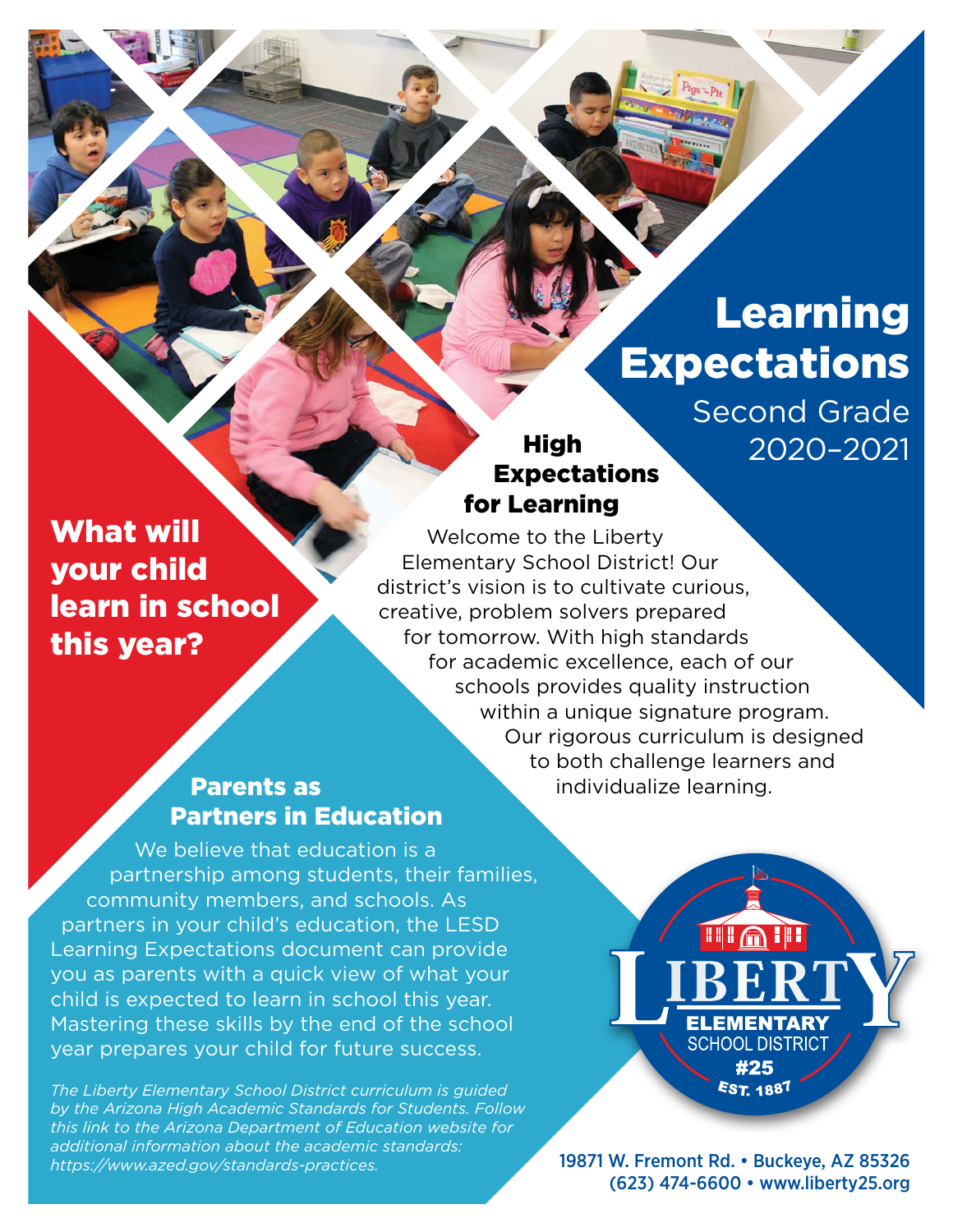# Learning Expectations

Second Grade
2020–2021

## What will your child learn in school this year?

### High Expectations for Learning

Welcome to the Liberty Elementary School District! Our district's vision is to cultivate curious, creative, problem solvers prepared for tomorrow. With high standards for academic excellence, each of our schools provides quality instruction within a unique signature program. Our rigorous curriculum is designed to both challenge learners and individualize learning.

### Parents as Partners in Education

We believe that education is a partnership among students, their families, community members, and schools. As partners in your child's education, the LESD Learning Expectations document can provide you as parents with a quick view of what your child is expected to learn in school this year. Mastering these skills by the end of the school year prepares your child for future success.

*The Liberty Elementary School District curriculum is guided by the Arizona High Academic Standards for Students. Follow this link to the Arizona Department of Education website for additional information about the academic standards: https://www.azed.gov/standards-practices.*

LIBERTY ELEMENTARY SCHOOL DISTRICT #25 EST. 1887

19871 W. Fremont Rd. • Buckeye, AZ 85326
(623) 474-6600 • www.liberty25.org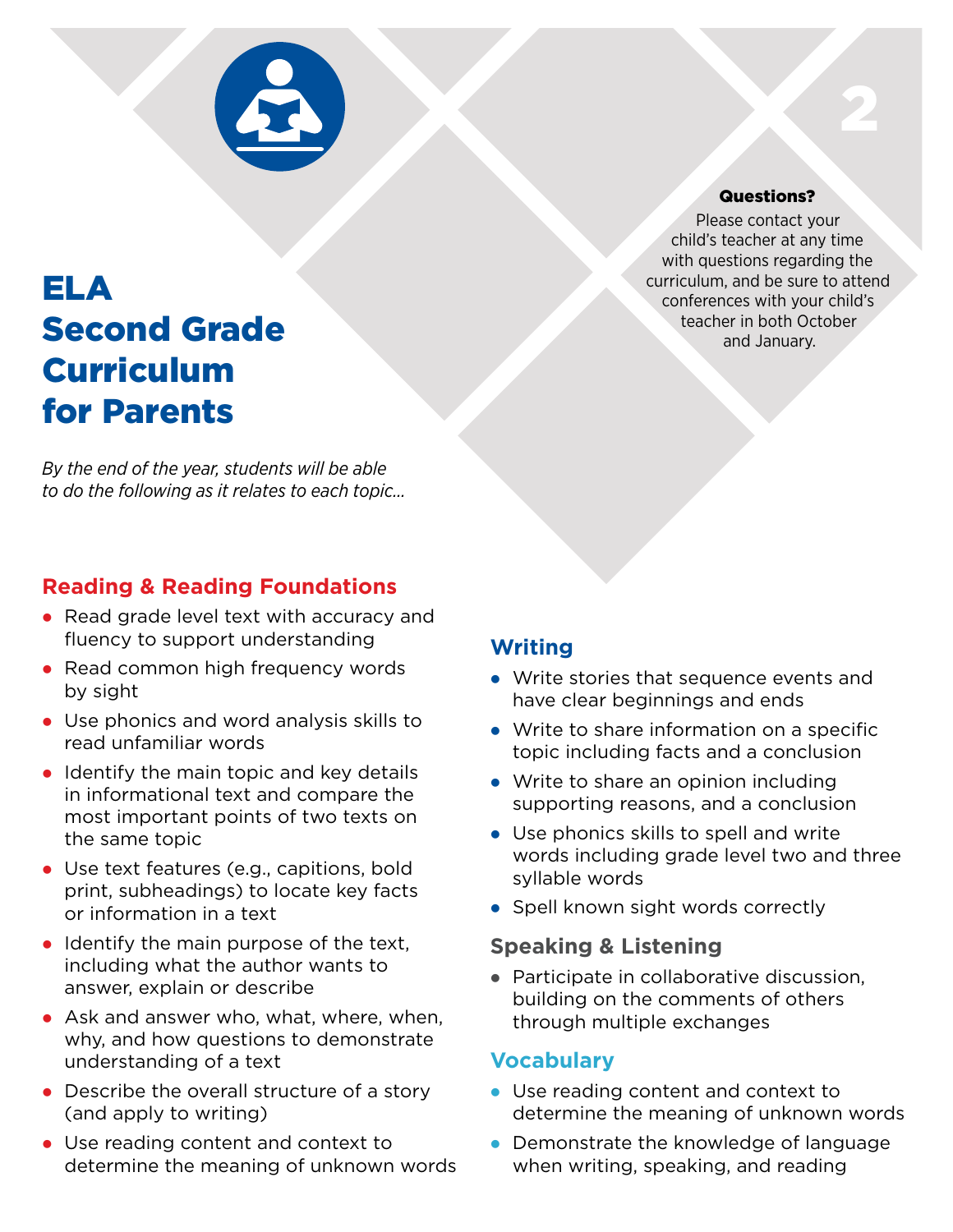# ELA Second Grade Curriculum for Parents

**Questions?**

Please contact your child's teacher at any time with questions regarding the curriculum, and be sure to attend conferences with your child's teacher in both October and January.

*By the end of the year, students will be able to do the following as it relates to each topic...*

## Reading & Reading Foundations

- Read grade level text with accuracy and fluency to support understanding
- Read common high frequency words by sight
- Use phonics and word analysis skills to read unfamiliar words
- Identify the main topic and key details in informational text and compare the most important points of two texts on the same topic
- Use text features (e.g., capitions, bold print, subheadings) to locate key facts or information in a text
- Identify the main purpose of the text, including what the author wants to answer, explain or describe
- Ask and answer who, what, where, when, why, and how questions to demonstrate understanding of a text
- Describe the overall structure of a story (and apply to writing)
- Use reading content and context to determine the meaning of unknown words

## Writing

- Write stories that sequence events and have clear beginnings and ends
- Write to share information on a specific topic including facts and a conclusion
- Write to share an opinion including supporting reasons, and a conclusion
- Use phonics skills to spell and write words including grade level two and three syllable words
- Spell known sight words correctly

## Speaking & Listening

- Participate in collaborative discussion, building on the comments of others through multiple exchanges

## Vocabulary

- Use reading content and context to determine the meaning of unknown words
- Demonstrate the knowledge of language when writing, speaking, and reading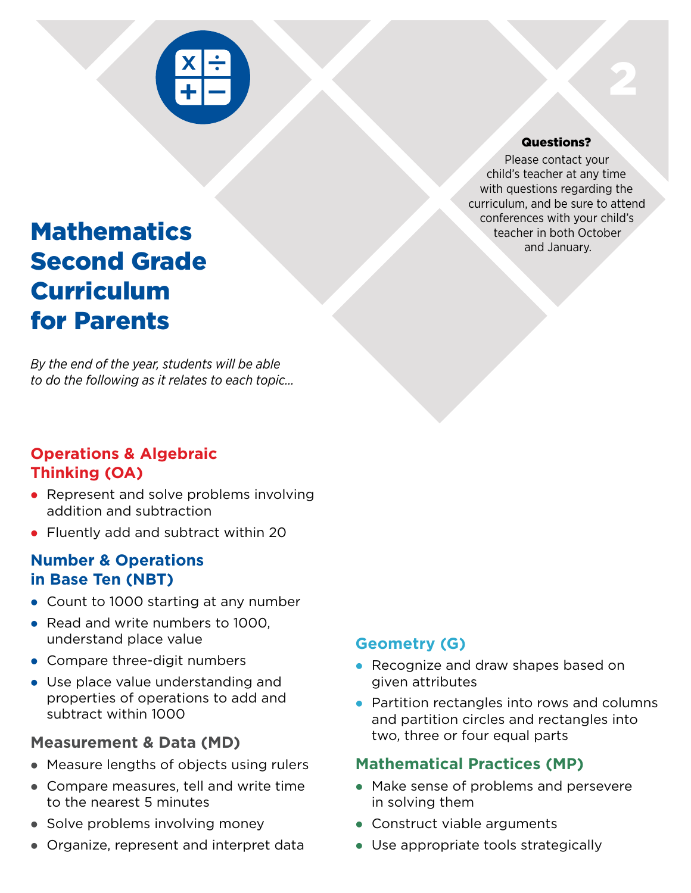# Mathematics Second Grade Curriculum for Parents

*By the end of the year, students will be able to do the following as it relates to each topic...*

**Questions?**

Please contact your child's teacher at any time with questions regarding the curriculum, and be sure to attend conferences with your child's teacher in both October and January.

## Operations & Algebraic Thinking (OA)

- Represent and solve problems involving addition and subtraction
- Fluently add and subtract within 20

## Number & Operations in Base Ten (NBT)

- Count to 1000 starting at any number
- Read and write numbers to 1000, understand place value
- Compare three-digit numbers
- Use place value understanding and properties of operations to add and subtract within 1000

## Measurement & Data (MD)

- Measure lengths of objects using rulers
- Compare measures, tell and write time to the nearest 5 minutes
- Solve problems involving money
- Organize, represent and interpret data

## Geometry (G)

- Recognize and draw shapes based on given attributes
- Partition rectangles into rows and columns and partition circles and rectangles into two, three or four equal parts

## Mathematical Practices (MP)

- Make sense of problems and persevere in solving them
- Construct viable arguments
- Use appropriate tools strategically